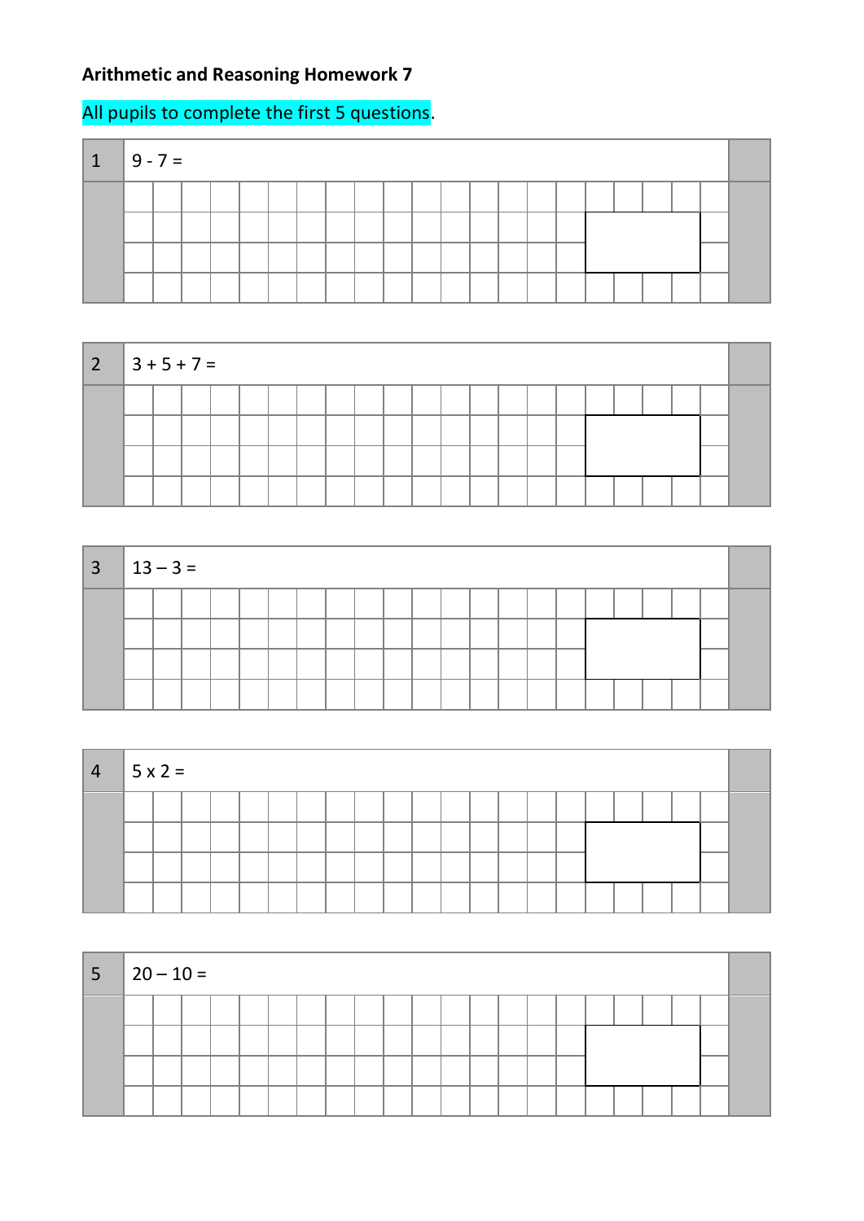**Arithmetic and Reasoning Homework 7**

All pupils to complete the first 5 questions.

| 1 | $9 - 7 =$ |
|---|---|

| 2 | $3 + 5 + 7 =$ |
|---|---|

| 3 | $13 – 3 =$ |
|---|---|

| 4 | $5 \times 2 =$ |
|---|---|

| 5 | $20 – 10 =$ |
|---|---|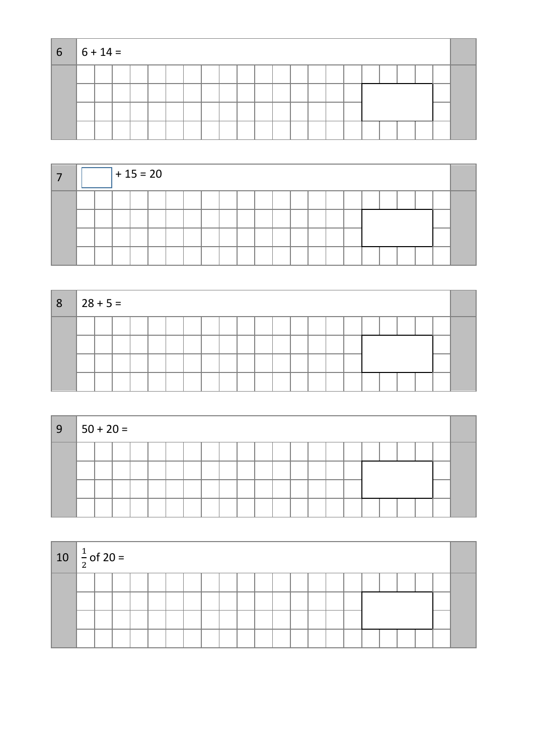**6** $6 + 14 =$

**7** $\square + 15 = 20$

**8** $28 + 5 =$

**9** $50 + 20 =$

**10** $\frac{1}{2}$ of $20 =$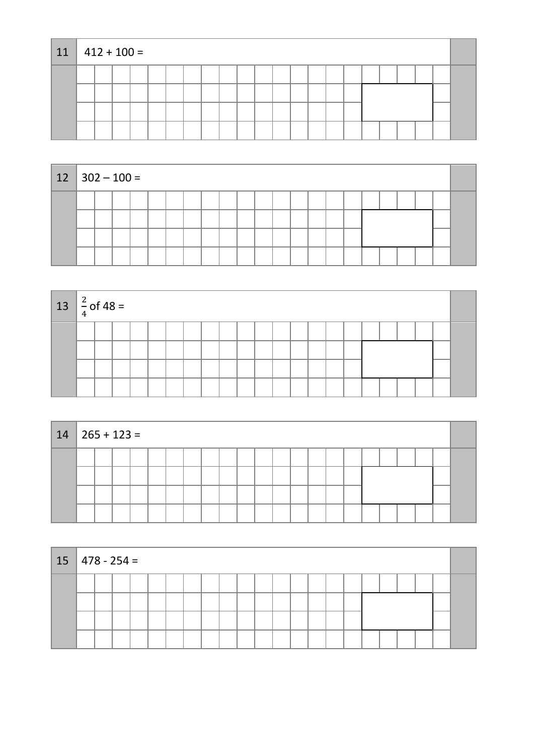11 $412 + 100 =$

12 $302 - 100 =$

13 $\frac{2}{4}$ of $48 =$

14 $265 + 123 =$

15 $478 - 254 =$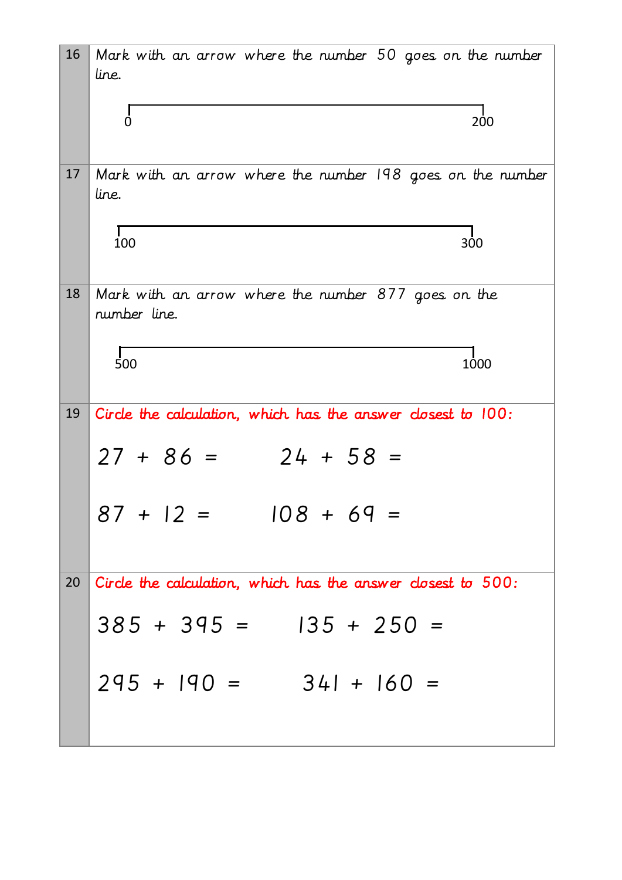| | |
|---|---|
| 16 | Mark with an arrow where the number 50 goes on the number line.<br><br>0 ———————————————— 200 |
| 17 | Mark with an arrow where the number 198 goes on the number line.<br><br>100 ———————————————— 300 |
| 18 | Mark with an arrow where the number 877 goes on the number line.<br><br>500 ———————————————— 1000 |
| 19 | Circle the calculation, which has the answer closest to 100:<br><br>27 + 86 =     24 + 58 =<br><br>87 + 12 =     108 + 69 = |
| 20 | Circle the calculation, which has the answer closest to 500:<br><br>385 + 395 =     135 + 250 =<br><br>295 + 190 =     341 + 160 = |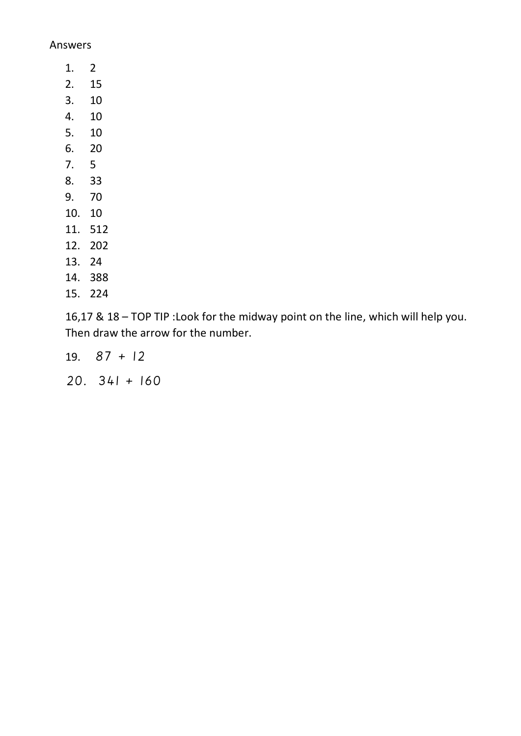Answers

1. 2
2. 15
3. 10
4. 10
5. 10
6. 20
7. 5
8. 33
9. 70
10. 10
11. 512
12. 202
13. 24
14. 388
15. 224

16,17 & 18 – TOP TIP :Look for the midway point on the line, which will help you. Then draw the arrow for the number.

19. 87 + 12

20. 341 + 160